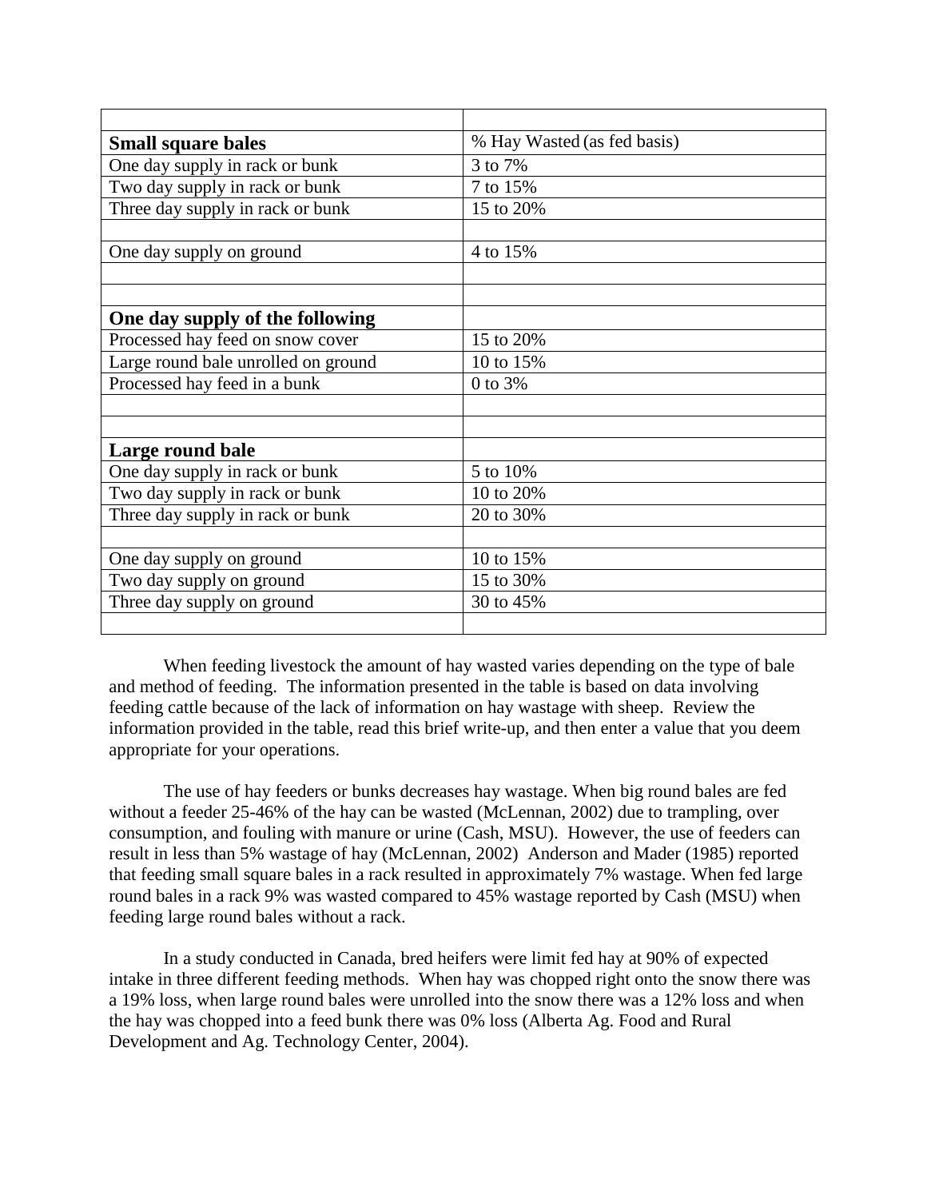| | |
|---|---|
| **Small square bales** | % Hay Wasted (as fed basis) |
| One day supply in rack or bunk | 3 to 7% |
| Two day supply in rack or bunk | 7 to 15% |
| Three day supply in rack or bunk | 15 to 20% |
| | |
| One day supply on ground | 4 to 15% |
| | |
| | |
| **One day supply of the following** | |
| Processed hay feed on snow cover | 15 to 20% |
| Large round bale unrolled on ground | 10 to 15% |
| Processed hay feed in a bunk | 0 to 3% |
| | |
| | |
| **Large round bale** | |
| One day supply in rack or bunk | 5 to 10% |
| Two day supply in rack or bunk | 10 to 20% |
| Three day supply in rack or bunk | 20 to 30% |
| | |
| One day supply on ground | 10 to 15% |
| Two day supply on ground | 15 to 30% |
| Three day supply on ground | 30 to 45% |
| | |

When feeding livestock the amount of hay wasted varies depending on the type of bale and method of feeding. The information presented in the table is based on data involving feeding cattle because of the lack of information on hay wastage with sheep. Review the information provided in the table, read this brief write-up, and then enter a value that you deem appropriate for your operations.

The use of hay feeders or bunks decreases hay wastage. When big round bales are fed without a feeder 25-46% of the hay can be wasted (McLennan, 2002) due to trampling, over consumption, and fouling with manure or urine (Cash, MSU). However, the use of feeders can result in less than 5% wastage of hay (McLennan, 2002) Anderson and Mader (1985) reported that feeding small square bales in a rack resulted in approximately 7% wastage. When fed large round bales in a rack 9% was wasted compared to 45% wastage reported by Cash (MSU) when feeding large round bales without a rack.

In a study conducted in Canada, bred heifers were limit fed hay at 90% of expected intake in three different feeding methods. When hay was chopped right onto the snow there was a 19% loss, when large round bales were unrolled into the snow there was a 12% loss and when the hay was chopped into a feed bunk there was 0% loss (Alberta Ag. Food and Rural Development and Ag. Technology Center, 2004).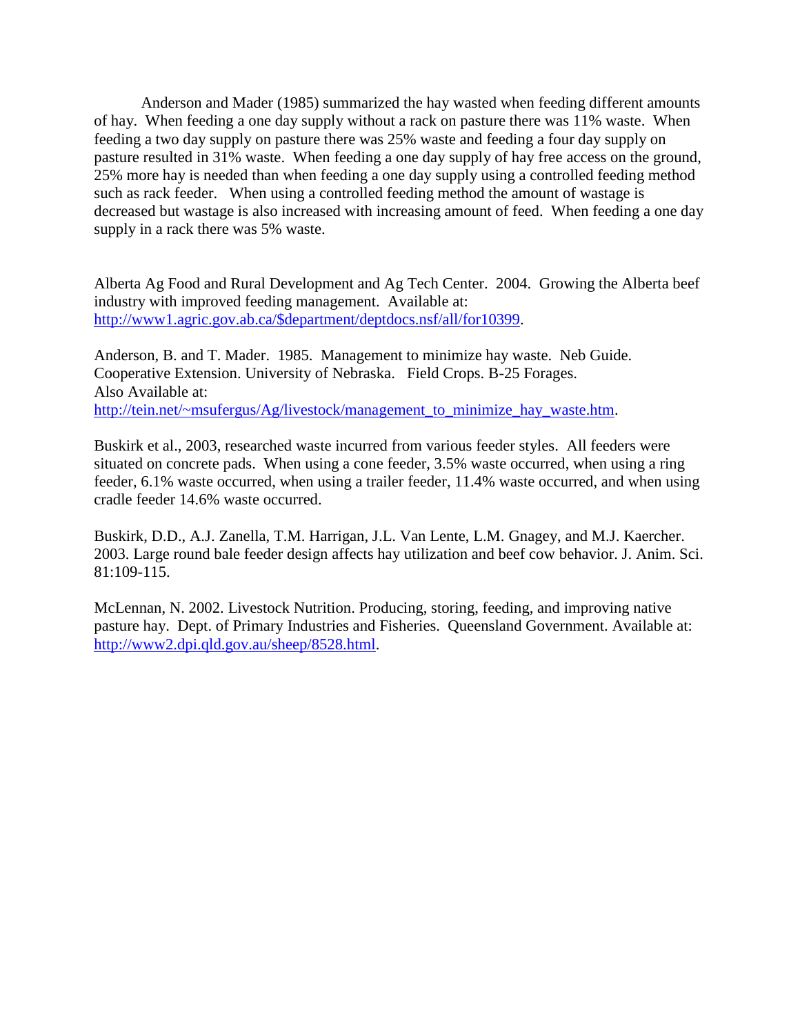Anderson and Mader (1985) summarized the hay wasted when feeding different amounts of hay. When feeding a one day supply without a rack on pasture there was 11% waste. When feeding a two day supply on pasture there was 25% waste and feeding a four day supply on pasture resulted in 31% waste. When feeding a one day supply of hay free access on the ground, 25% more hay is needed than when feeding a one day supply using a controlled feeding method such as rack feeder. When using a controlled feeding method the amount of wastage is decreased but wastage is also increased with increasing amount of feed. When feeding a one day supply in a rack there was 5% waste.

Alberta Ag Food and Rural Development and Ag Tech Center. 2004. Growing the Alberta beef industry with improved feeding management. Available at: http://www1.agric.gov.ab.ca/$department/deptdocs.nsf/all/for10399.

Anderson, B. and T. Mader. 1985. Management to minimize hay waste. Neb Guide. Cooperative Extension. University of Nebraska. Field Crops. B-25 Forages. Also Available at: http://tein.net/~msufergus/Ag/livestock/management_to_minimize_hay_waste.htm.

Buskirk et al., 2003, researched waste incurred from various feeder styles. All feeders were situated on concrete pads. When using a cone feeder, 3.5% waste occurred, when using a ring feeder, 6.1% waste occurred, when using a trailer feeder, 11.4% waste occurred, and when using cradle feeder 14.6% waste occurred.

Buskirk, D.D., A.J. Zanella, T.M. Harrigan, J.L. Van Lente, L.M. Gnagey, and M.J. Kaercher. 2003. Large round bale feeder design affects hay utilization and beef cow behavior. J. Anim. Sci. 81:109-115.

McLennan, N. 2002. Livestock Nutrition. Producing, storing, feeding, and improving native pasture hay. Dept. of Primary Industries and Fisheries. Queensland Government. Available at: http://www2.dpi.qld.gov.au/sheep/8528.html.